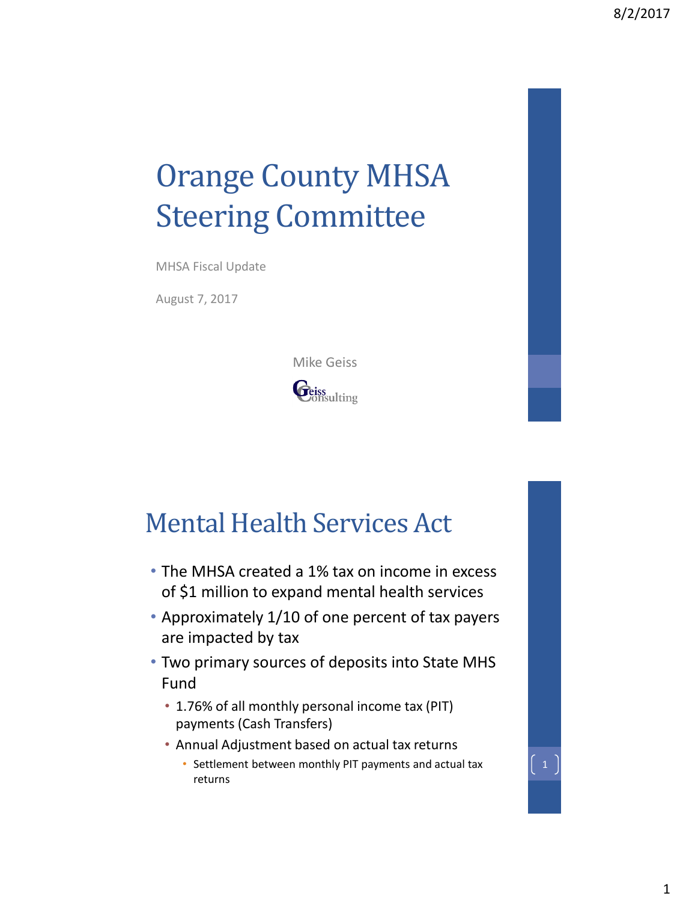# Orange County MHSA Steering Committee

MHSA Fiscal Update

August 7, 2017

Mike Geiss

Geiss Consulting

## Mental Health Services Act

- The MHSA created a 1% tax on income in excess of $1 million to expand mental health services
- Approximately 1/10 of one percent of tax payers are impacted by tax
- Two primary sources of deposits into State MHS Fund
  - 1.76% of all monthly personal income tax (PIT) payments (Cash Transfers)
  - Annual Adjustment based on actual tax returns
    - Settlement between monthly PIT payments and actual tax returns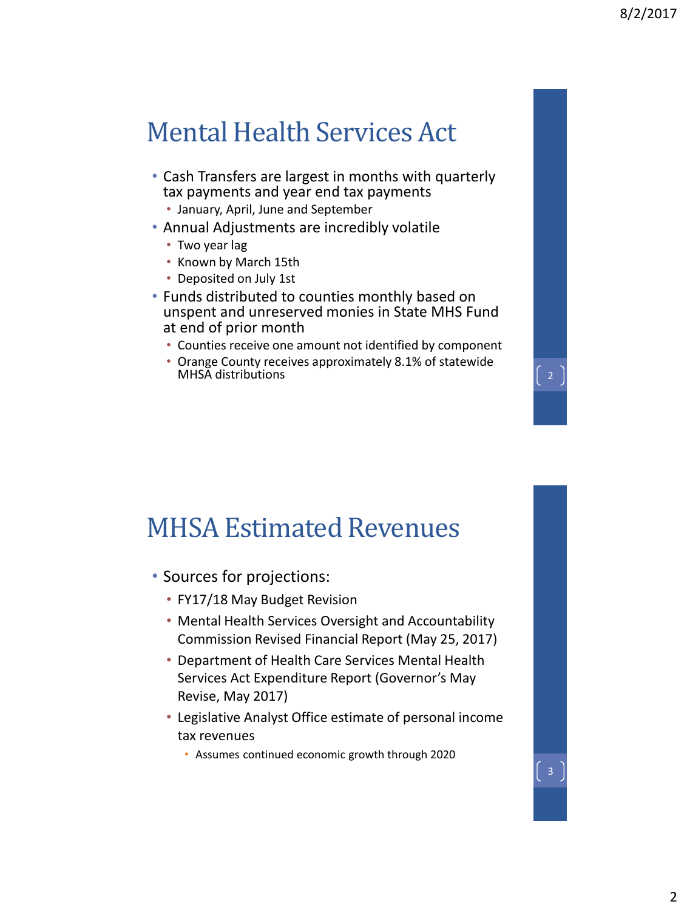# Mental Health Services Act

- Cash Transfers are largest in months with quarterly tax payments and year end tax payments
  - January, April, June and September
- Annual Adjustments are incredibly volatile
  - Two year lag
  - Known by March 15th
  - Deposited on July 1st
- Funds distributed to counties monthly based on unspent and unreserved monies in State MHS Fund at end of prior month
  - Counties receive one amount not identified by component
  - Orange County receives approximately 8.1% of statewide MHSA distributions

# MHSA Estimated Revenues

- Sources for projections:
  - FY17/18 May Budget Revision
  - Mental Health Services Oversight and Accountability Commission Revised Financial Report (May 25, 2017)
  - Department of Health Care Services Mental Health Services Act Expenditure Report (Governor's May Revise, May 2017)
  - Legislative Analyst Office estimate of personal income tax revenues
    - Assumes continued economic growth through 2020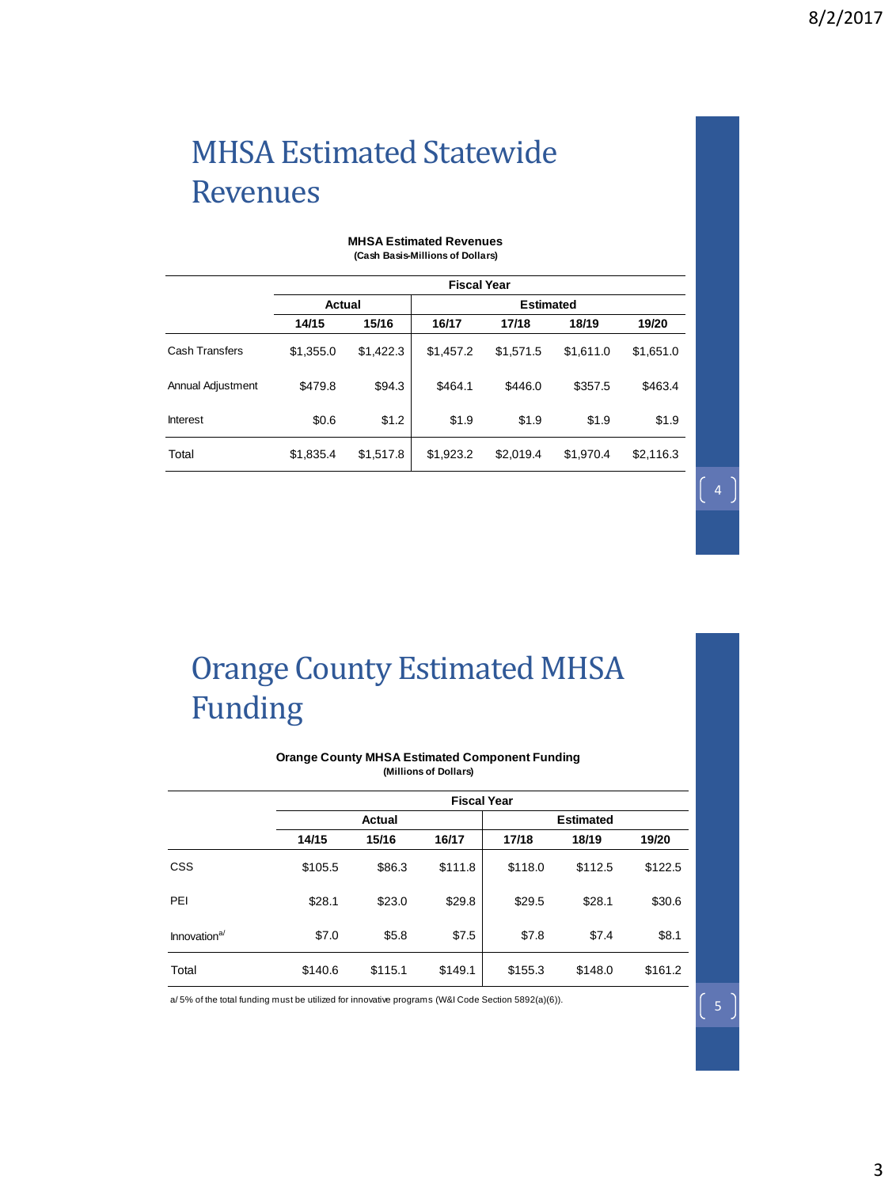# MHSA Estimated Statewide Revenues

**MHSA Estimated Revenues**
**(Cash Basis-Millions of Dollars)**

| | Fiscal Year | | | | | |
|---|---|---|---|---|---|---|
| | Actual | | Estimated | | | |
| | 14/15 | 15/16 | 16/17 | 17/18 | 18/19 | 19/20 |
| Cash Transfers | $1,355.0 | $1,422.3 | $1,457.2 | $1,571.5 | $1,611.0 | $1,651.0 |
| Annual Adjustment | $479.8 | $94.3 | $464.1 | $446.0 | $357.5 | $463.4 |
| Interest | $0.6 | $1.2 | $1.9 | $1.9 | $1.9 | $1.9 |
| Total | $1,835.4 | $1,517.8 | $1,923.2 | $2,019.4 | $1,970.4 | $2,116.3 |

# Orange County Estimated MHSA Funding

**Orange County MHSA Estimated Component Funding**
**(Millions of Dollars)**

| | Fiscal Year | | | | | |
|---|---|---|---|---|---|---|
| | Actual | | | Estimated | | |
| | 14/15 | 15/16 | 16/17 | 17/18 | 18/19 | 19/20 |
| CSS | $105.5 | $86.3 | $111.8 | $118.0 | $112.5 | $122.5 |
| PEI | $28.1 | $23.0 | $29.8 | $29.5 | $28.1 | $30.6 |
| Innovation[a/] | $7.0 | $5.8 | $7.5 | $7.8 | $7.4 | $8.1 |
| Total | $140.6 | $115.1 | $149.1 | $155.3 | $148.0 | $161.2 |

a/ 5% of the total funding must be utilized for innovative programs (W&I Code Section 5892(a)(6)).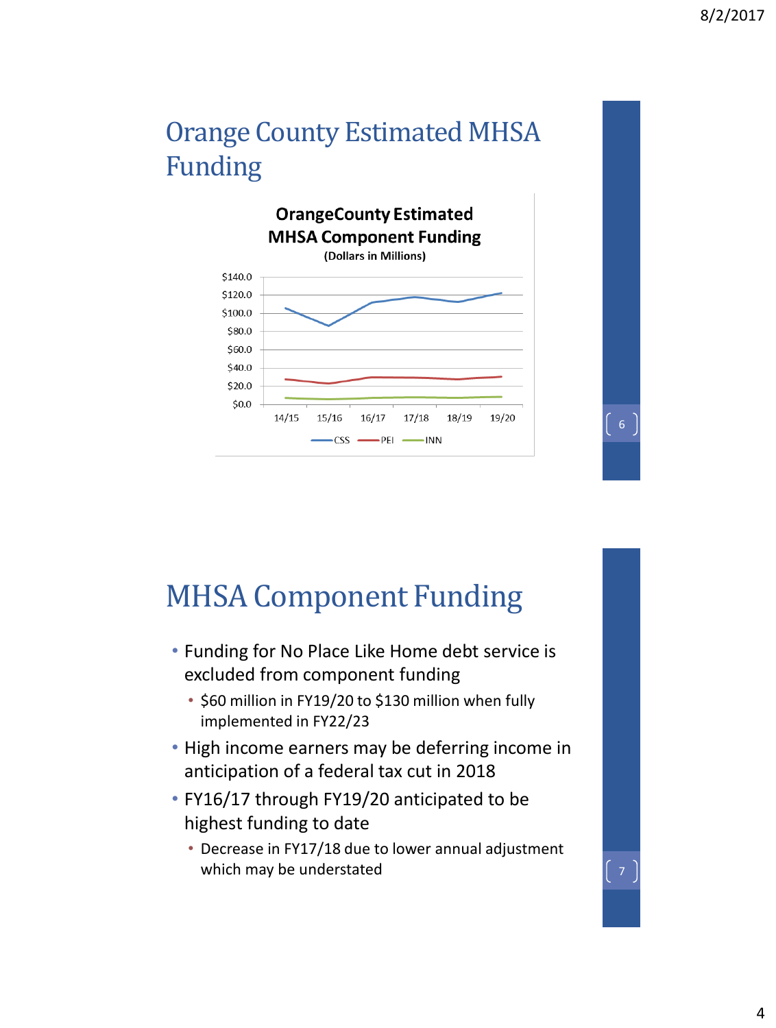# Orange County Estimated MHSA Funding

**OrangeCounty Estimated MHSA Component Funding**
**(Dollars in Millions)**

$140.0
$120.0
$100.0
$80.0
$60.0
$40.0
$20.0
$0.0

14/15 15/16 16/17 17/18 18/19 19/20

CSS PEI INN

# MHSA Component Funding

- Funding for No Place Like Home debt service is excluded from component funding
  - $60 million in FY19/20 to $130 million when fully implemented in FY22/23
- High income earners may be deferring income in anticipation of a federal tax cut in 2018
- FY16/17 through FY19/20 anticipated to be highest funding to date
  - Decrease in FY17/18 due to lower annual adjustment which may be understated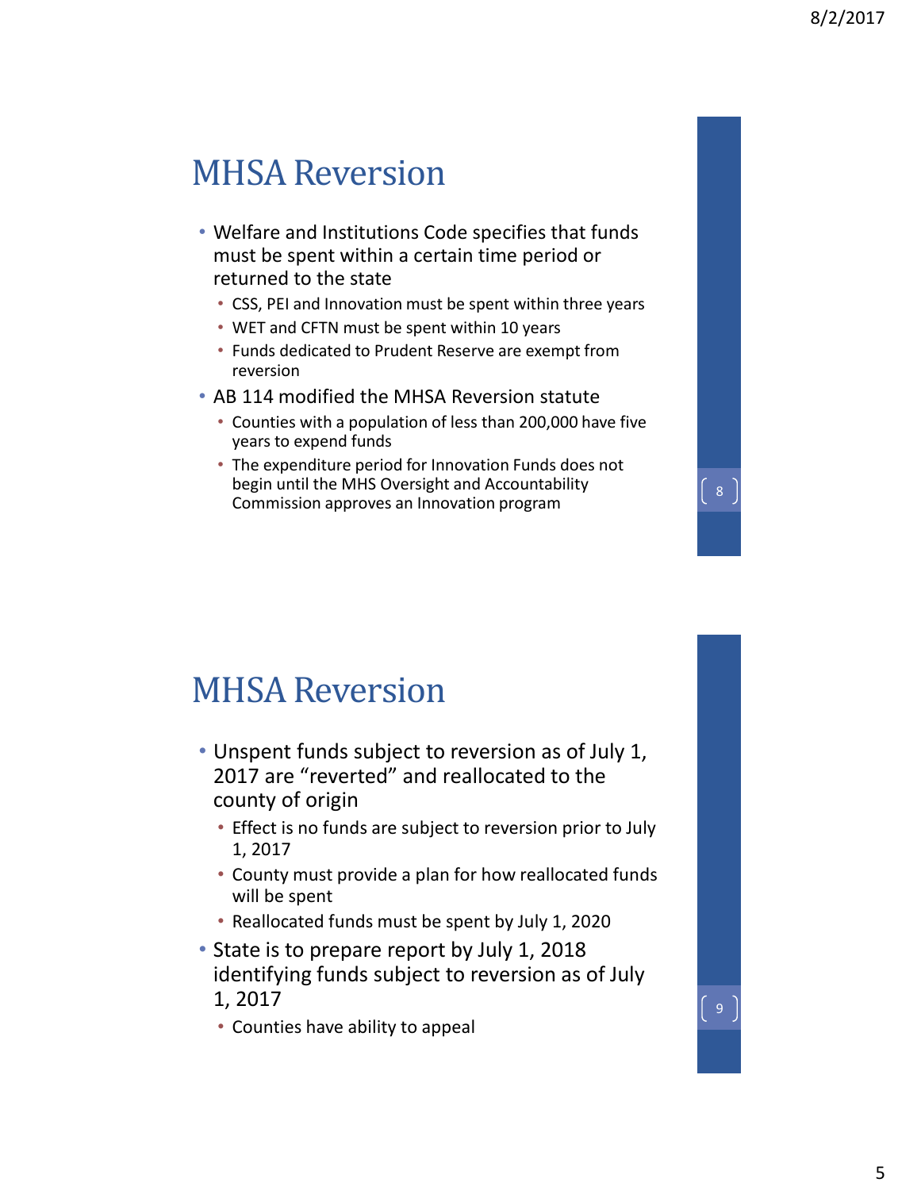# MHSA Reversion

- Welfare and Institutions Code specifies that funds must be spent within a certain time period or returned to the state
  - CSS, PEI and Innovation must be spent within three years
  - WET and CFTN must be spent within 10 years
  - Funds dedicated to Prudent Reserve are exempt from reversion
- AB 114 modified the MHSA Reversion statute
  - Counties with a population of less than 200,000 have five years to expend funds
  - The expenditure period for Innovation Funds does not begin until the MHS Oversight and Accountability Commission approves an Innovation program

# MHSA Reversion

- Unspent funds subject to reversion as of July 1, 2017 are "reverted" and reallocated to the county of origin
  - Effect is no funds are subject to reversion prior to July 1, 2017
  - County must provide a plan for how reallocated funds will be spent
  - Reallocated funds must be spent by July 1, 2020
- State is to prepare report by July 1, 2018 identifying funds subject to reversion as of July 1, 2017
  - Counties have ability to appeal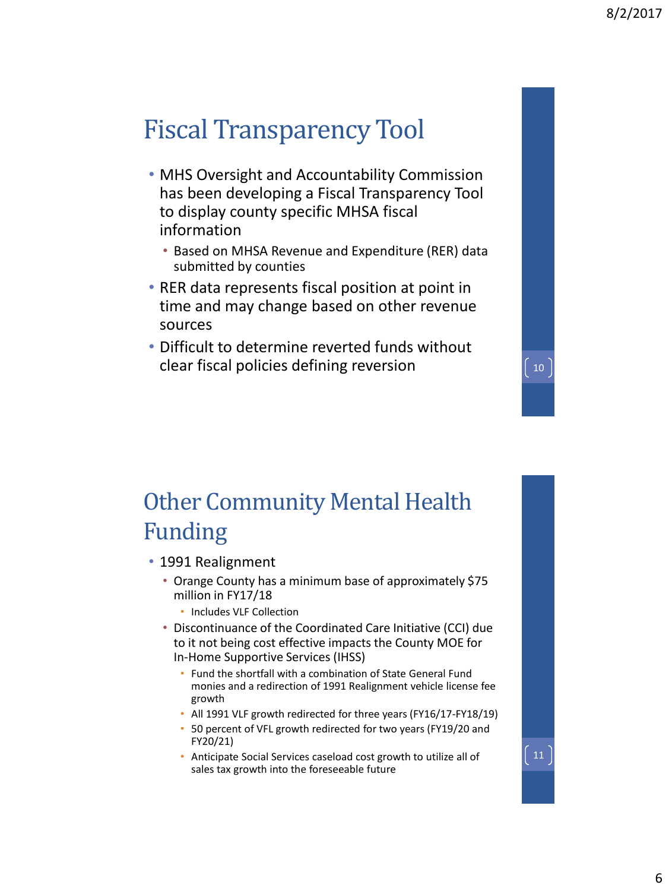# Fiscal Transparency Tool

- MHS Oversight and Accountability Commission has been developing a Fiscal Transparency Tool to display county specific MHSA fiscal information
  - Based on MHSA Revenue and Expenditure (RER) data submitted by counties
- RER data represents fiscal position at point in time and may change based on other revenue sources
- Difficult to determine reverted funds without clear fiscal policies defining reversion

# Other Community Mental Health Funding

- 1991 Realignment
  - Orange County has a minimum base of approximately $75 million in FY17/18
    - Includes VLF Collection
  - Discontinuance of the Coordinated Care Initiative (CCI) due to it not being cost effective impacts the County MOE for In-Home Supportive Services (IHSS)
    - Fund the shortfall with a combination of State General Fund monies and a redirection of 1991 Realignment vehicle license fee growth
    - All 1991 VLF growth redirected for three years (FY16/17-FY18/19)
    - 50 percent of VFL growth redirected for two years (FY19/20 and FY20/21)
    - Anticipate Social Services caseload cost growth to utilize all of sales tax growth into the foreseeable future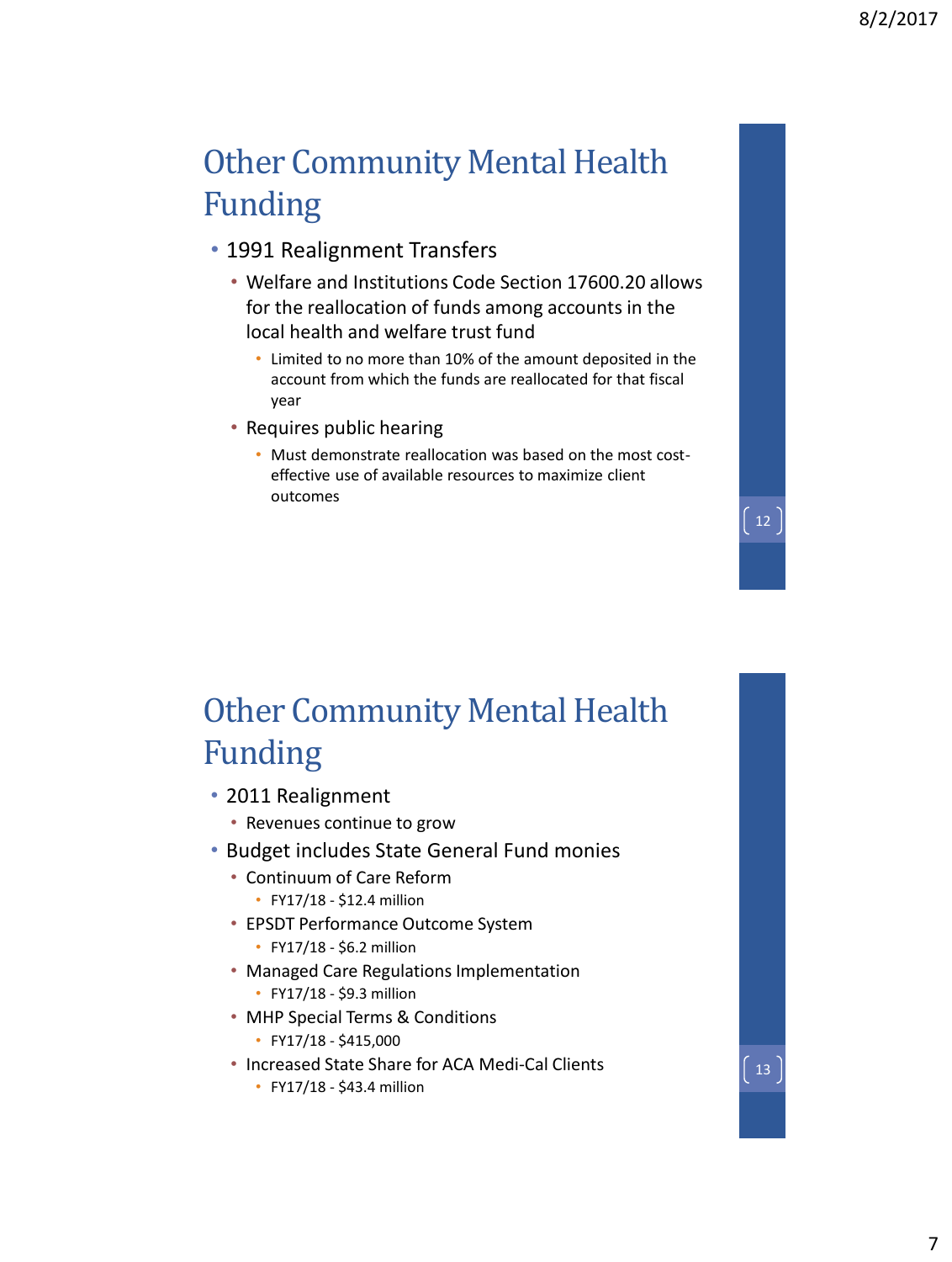## Other Community Mental Health Funding

- 1991 Realignment Transfers
  - Welfare and Institutions Code Section 17600.20 allows for the reallocation of funds among accounts in the local health and welfare trust fund
    - Limited to no more than 10% of the amount deposited in the account from which the funds are reallocated for that fiscal year
  - Requires public hearing
    - Must demonstrate reallocation was based on the most cost-effective use of available resources to maximize client outcomes

## Other Community Mental Health Funding

- 2011 Realignment
  - Revenues continue to grow
- Budget includes State General Fund monies
  - Continuum of Care Reform
    - FY17/18 - $12.4 million
  - EPSDT Performance Outcome System
    - FY17/18 - $6.2 million
  - Managed Care Regulations Implementation
    - FY17/18 - $9.3 million
  - MHP Special Terms & Conditions
    - FY17/18 - $415,000
  - Increased State Share for ACA Medi-Cal Clients
    - FY17/18 - $43.4 million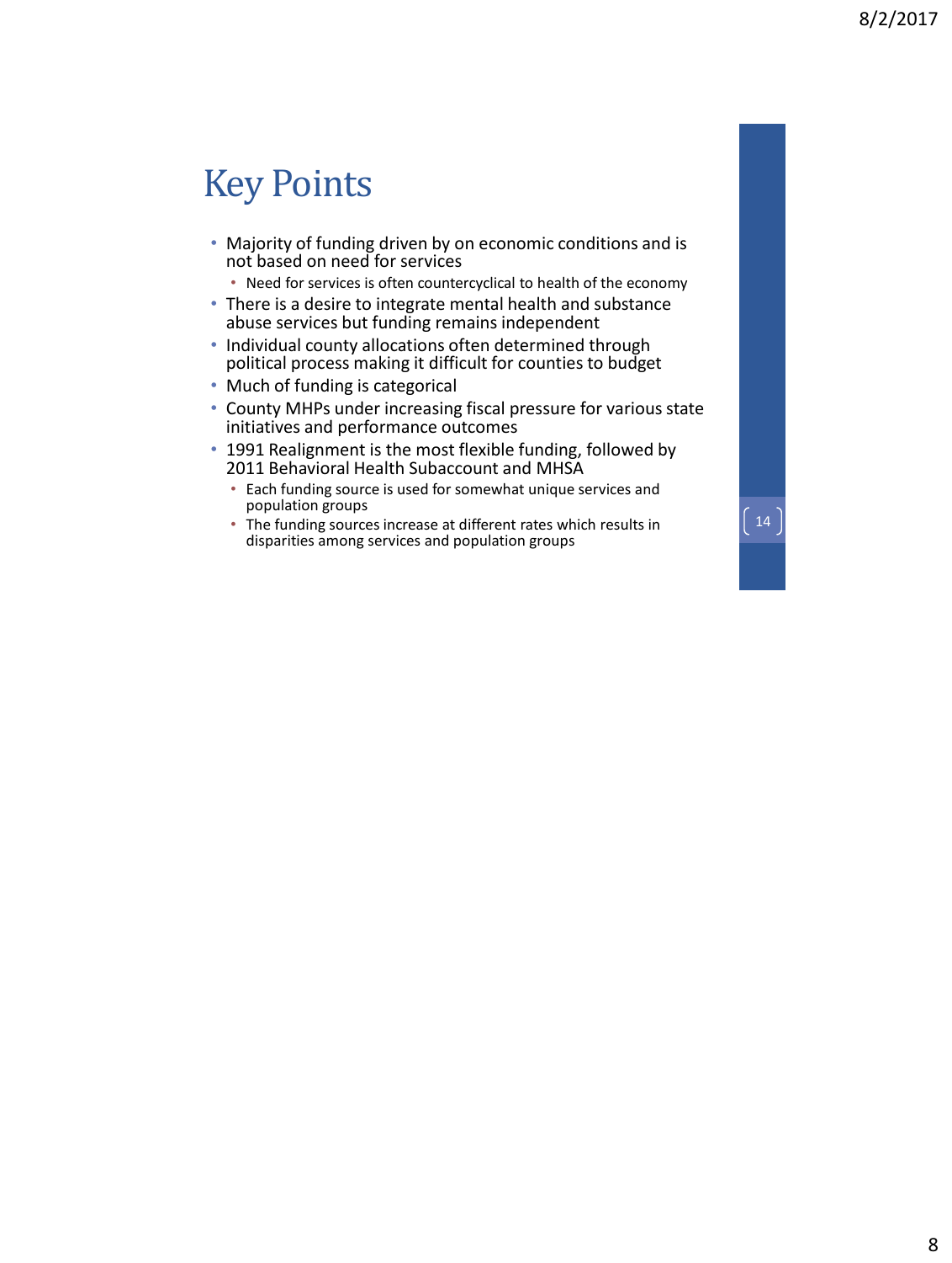# Key Points

- Majority of funding driven by on economic conditions and is not based on need for services
  - Need for services is often countercyclical to health of the economy
- There is a desire to integrate mental health and substance abuse services but funding remains independent
- Individual county allocations often determined through political process making it difficult for counties to budget
- Much of funding is categorical
- County MHPs under increasing fiscal pressure for various state initiatives and performance outcomes
- 1991 Realignment is the most flexible funding, followed by 2011 Behavioral Health Subaccount and MHSA
  - Each funding source is used for somewhat unique services and population groups
  - The funding sources increase at different rates which results in disparities among services and population groups